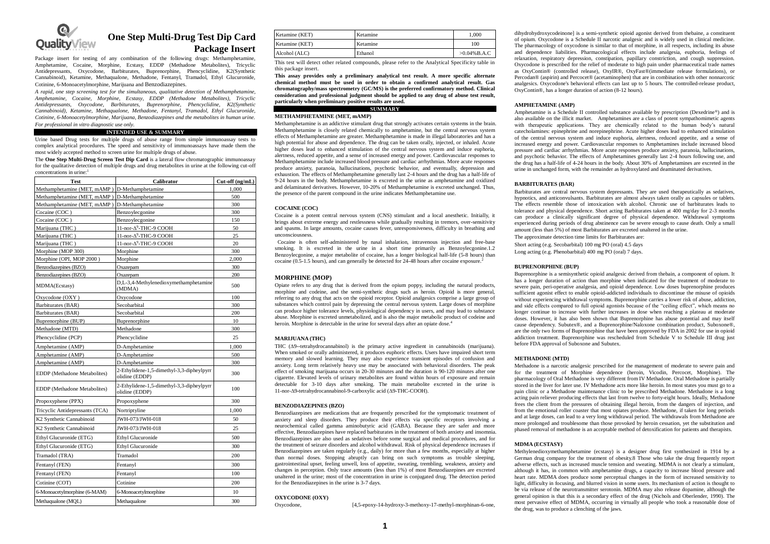# One Step Multi-Drug Test Dip Card Package Insert

Package insert for testing of any combination of the following drugs: Methamphetamine, Amphetamine, Cocaine, Morphine, Ecstasy, EDDP (Methadone Metabolites), Tricyclic Antidepressants, Oxycodone, Barbiturates, Buprenorphine, Phencyclidine, K2(Synthetic Cannabinoid), Ketamine, Methaqualone, Methadone, Fentanyl, Tramadol, Ethyl Glucuronide, Cotinine, 6-Monoacetylmorphine, Marijuana and Benzodiazepines.

*A rapid, one step screening test for the simultaneous, qualitative detection of Methamphetamine, Amphetamine, Cocaine, Morphine, Ecstasy, EDDP (Methadone Metabolites), Tricyclic Antidepressants, Oxycodone, Barbiturates, Buprenorphine, Phencyclidine, K2(Synthetic Cannabinoid), Ketamine, Methaqualone, Methadone, Fentanyl, Tramadol, Ethyl Glucuronide, Cotinine, 6-Monoacetylmorphine, Marijuana, Benzodiazepines and the metabolites in human urine. For professional in vitro diagnostic use only.*

## INTENDED USE & SUMMARY

Urine based Drug tests for multiple drugs of abuse range from simple immunoassay tests to complex analytical procedures. The speed and sensitivity of immunoassays have made them the most widely accepted method to screen urine for multiple drugs of abuse.

The **One Step Multi-Drug Screen Test Dip Card** is a lateral flow chromatographic immunoassay for the qualitative detection of multiple drugs and drug metabolites in urine at the following cut-off concentrations in urine:[1]

| Test | Calibrator | Cut-off (ng/mL) |
|---|---|---|
| Methamphetamine (MET, mAMP ) | D-Methamphetamine | 1,000 |
| Methamphetamine (MET, mAMP ) | D-Methamphetamine | 500 |
| Methamphetamine (MET, mAMP ) | D-Methamphetamine | 300 |
| Cocaine (COC ) | Benzoylecgonine | 300 |
| Cocaine (COC ) | Benzoylecgonine | 150 |
| Marijuana (THC ) | 11-nor-$\Delta^9$-THC-9 COOH | 50 |
| Marijuana (THC ) | 11-nor-$\Delta^9$-THC-9 COOH | 25 |
| Marijuana (THC ) | 11-nor-$\Delta^9$-THC-9 COOH | 20 |
| Morphine (MOP 300) | Morphine | 300 |
| Morphine (OPI, MOP 2000 ) | Morphine | 2,000 |
| Benzodiazepines (BZO) | Oxazepam | 300 |
| Benzodiazepines (BZO) | Oxazepam | 200 |
| MDMA(Ecstasy) | D,L-3,4-Methylenedioxymethamphetamine (MDMA) | 500 |
| Oxycodone (OXY ) | Oxycodone | 100 |
| Barbiturates (BAR) | Secobarbital | 300 |
| Barbiturates (BAR) | Secobarbital | 200 |
| Buprenorphine (BUP) | Buprenorphine | 10 |
| Methadone (MTD) | Methadone | 300 |
| Phencyclidine (PCP) | Phencyclidine | 25 |
| Amphetamine (AMP) | D-Amphetamine | 1,000 |
| Amphetamine (AMP) | D-Amphetamine | 500 |
| Amphetamine (AMP) | D-Amphetamine | 300 |
| EDDP (Methadone Metabolites) | 2-Ethylidene-1,5-dimethyl-3,3-dipheylpyrrolidine (EDDP) | 300 |
| EDDP (Methadone Metabolites) | 2-Ethylidene-1,5-dimethyl-3,3-dipheylpyrrolidine (EDDP) | 100 |
| Propoxyphene (PPX) | Propoxyphene | 300 |
| Tricyclic Antidepressants (TCA) | Nortriptyline | 1,000 |
| K2 Synthetic Cannabinoid | JWH-073/JWH-018 | 50 |
| K2 Synthetic Cannabinoid | JWH-073/JWH-018 | 25 |
| Ethyl Glucuronide (ETG) | Ethyl Glucuronide | 500 |
| Ethyl Glucuronide (ETG) | Ethyl Glucuronide | 300 |
| Tramadol (TRA) | Tramadol | 200 |
| Fentanyl (FEN) | Fentanyl | 300 |
| Fentanyl (FEN) | Fentanyl | 100 |
| Cotinine (COT) | Cotinine | 200 |
| 6-Monoacetylmorphine (6-MAM) | 6-Monoacetylmorphine | 10 |
| Methaqualone (MQL) | Methaqualone | 300 |
| Ketamine (KET) | Ketamine | 1,000 |
| Ketamine (KET) | Ketamine | 100 |
| Alcohol (ALC) | Ethanol | >0.04%B.A.C |

This test will detect other related compounds, please refer to the Analytical Specificity table in this package insert.

**This assay provides only a preliminary analytical test result. A more specific alternate chemical method must be used in order to obtain a confirmed analytical result. Gas chromatography/mass spectrometry (GC/MS) is the preferred confirmatory method. Clinical consideration and professional judgment should be applied to any drug of abuse test result, particularly when preliminary positive results are used.**

## SUMMARY

### METHAMPHETAMINE (MET, mAMP)

Methamphetamine is an addictive stimulant drug that strongly activates certain systems in the brain. Methamphetamine is closely related chemically to amphetamine, but the central nervous system effects of Methamphetamine are greater. Methamphetamine is made in illegal laboratories and has a high potential for abuse and dependence. The drug can be taken orally, injected, or inhaled. Acute higher doses lead to enhanced stimulation of the central nervous system and induce euphoria, alertness, reduced appetite, and a sense of increased energy and power. Cardiovascular responses to Methamphetamine include increased blood pressure and cardiac arrhythmias. More acute responses produce anxiety, paranoia, hallucinations, psychotic behavior, and eventually, depression and exhaustion. The effects of Methamphetamine generally last 2-4 hours and the drug has a half-life of 9-24 hours in the body. Methamphetamine is excreted in the urine as amphetamine and oxidized and delaminated derivatives. However, 10-20% of Methamphetamine is excreted unchanged. Thus, the presence of the parent compound in the urine indicates Methamphetamine use.

### COCAINE (COC)

Cocaine is a potent central nervous system (CNS) stimulant and a local anesthetic. Initially, it brings about extreme energy and restlessness while gradually resulting in tremors, over-sensitivity and spasms. In large amounts, cocaine causes fever, unresponsiveness, difficulty in breathing and unconsciousness.

Cocaine is often self-administered by nasal inhalation, intravenous injection and free-base smoking. It is excreted in the urine in a short time primarily as Benzoylecgonine.1.2 Benzoylecgonine, a major metabolite of cocaine, has a longer biological half-life (5-8 hours) than cocaine (0.5-1.5 hours), and can generally be detected for 24-48 hours after cocaine exposure.[2]

### MORPHINE (MOP)

Opiate refers to any drug that is derived from the opium poppy, including the natural products, morphine and codeine, and the semi-synthetic drugs such as heroin. Opioid is more general, referring to any drug that acts on the opioid receptor. Opioid analgesics comprise a large group of substances which control pain by depressing the central nervous system. Large doses of morphine can produce higher tolerance levels, physiological dependency in users, and may lead to substance abuse. Morphine is excreted unmetabolized, and is also the major metabolic product of codeine and heroin. Morphine is detectable in the urine for several days after an opiate dose.[4]

### MARIJUANA (THC)

THC (Δ9--tetrahydrocannabinol) is the primary active ingredient in cannabinoids (marijuana). When smoked or orally administered, it produces euphoric effects. Users have impaired short term memory and slowed learning. They may also experience transient episodes of confusion and anxiety. Long term relatively heavy use may be associated with behavioral disorders. The peak effect of smoking marijuana occurs in 20-30 minutes and the duration is 90-120 minutes after one cigarette. Elevated levels of urinary metabolites are found within hours of exposure and remain detectable for 3-10 days after smoking. The main metabolite excreted in the urine is 11-nor-Δ9-tetrahydrocannabinol-9-carboxylic acid (Δ9-THC-COOH).

### BENZODIAZEPINES (BZO)

Benzodiazepines are medications that are frequently prescribed for the symptomatic treatment of anxiety and sleep disorders. They produce their effects via specific receptors involving a neurochemical called gamma aminobutyric acid (GABA). Because they are safer and more effective, Benzodiazepines have replaced barbiturates in the treatment of both anxiety and insomnia. Benzodiazepines are also used as sedatives before some surgical and medical procedures, and for the treatment of seizure disorders and alcohol withdrawal. Risk of physical dependence increases if Benzodiazepines are taken regularly (e.g., daily) for more than a few months, especially at higher than normal doses. Stopping abruptly can bring on such symptoms as trouble sleeping, gastrointestinal upset, feeling unwell, loss of appetite, sweating, trembling, weakness, anxiety and changes in perception. Only trace amounts (less than 1%) of most Benzodiazepines are excreted unaltered in the urine; most of the concentration in urine is conjugated drug. The detection period for the Benzodiazepines in the urine is 3-7 days.

### OXYCODONE (OXY)

Oxycodone, [4,5-epoxy-14-hydroxy-3-methoxy-17-methyl-morphinan-6-one, dihydrohydroxycodeinone] is a semi-synthetic opioid agonist derived from thebaine, a constituent of opium. Oxycodone is a Schedule II narcotic analgesic and is widely used in clinical medicine. The pharmacology of oxycodone is similar to that of morphine, in all respects, including its abuse and dependence liabilities. Pharmacological effects include analgesia, euphoria, feelings of relaxation, respiratory depression, constipation, papillary constriction, and cough suppression. Oxycodone is prescribed for the relief of moderate to high pain under pharmaceutical trade names as OxyContin® (controlled release), OxyIR®, OxyFast®(immediate release formulations), or Percodan® (aspirin) and Percocet® (acetaminophen) that are in combination with other nonnarcotic analgesics. Oxycodone's behavioral effects can last up to 5 hours. The controlled-release product, OxyContin®, has a longer duration of action (8-12 hours).

### AMPHETAMINE (AMP)

Amphetamine is a Schedule II controlled substance available by prescription (Dexedrine®) and is also available on the illicit market. Amphetamines are a class of potent sympathomimetic agents with therapeutic applications. They are chemically related to the human body's natural catecholamines: epinephrine and norepinephrine. Acute higher doses lead to enhanced stimulation of the central nervous system and induce euphoria, alertness, reduced appetite, and a sense of increased energy and power. Cardiovascular responses to Amphetamines include increased blood pressure and cardiac arrhythmias. More acute responses produce anxiety, paranoia, hallucinations, and psychotic behavior. The effects of Amphetamines generally last 2-4 hours following use, and the drug has a half-life of 4-24 hours in the body. About 30% of Amphetamines are excreted in the urine in unchanged form, with the remainder as hydroxylated and deaminated derivatives.

### BARBITURATES (BAR)

Barbiturates are central nervous system depressants. They are used therapeutically as sedatives, hypnotics, and anticonvulsants. Barbiturates are almost always taken orally as capsules or tablets. The effects resemble those of intoxication with alcohol. Chronic use of barbiturates leads to tolerance and physical dependence. Short acting Barbiturates taken at 400 mg/day for 2-3 months can produce a clinically significant degree of physical dependence. Withdrawal symptoms experienced during periods of drug abstinence can be severe enough to cause death. Only a small amount (less than 5%) of most Barbiturates are excreted unaltered in the urine.

The approximate detection time limits for Barbiturates are:

Short acting (e.g. Secobarbital) 100 mg PO (oral) 4.5 days

Long acting (e.g. Phenobarbital) 400 mg PO (oral) 7 days.

### BUPRENORPHINE (BUP)

Buprenorphine is a semisynthetic opioid analgesic derived from thebain, a component of opium. It has a longer duration of action than morphine when indicated for the treatment of moderate to severe pain, peri-operative analgesia, and opioid dependence. Low doses buprenorphine produces sufficient agonist effect to enable opioid-addicted individuals to discontinue the misuse of opioids without experiencing withdrawal symptoms. Buprenorphine carries a lower risk of abuse, addiction, and side effects compared to full opioid agonists because of the "ceiling effect", which means no longer continue to increase with further increases in dose when reaching a plateau at moderate doses. However, it has also been shown that Buprenorphine has abuse potential and may itself cause dependency. Subutex®, and a Buprenorphine/Naloxone combination product, Suboxone®, are the only two forms of Buprenorphine that have been approved by FDA in 2002 for use in opioid addiction treatment. Buprenorphine was rescheduled from Schedule V to Schedule III drug just before FDA approval of Suboxone and Subutex.

### METHADONE (MTD)

Methadone is a narcotic analgesic prescribed for the management of moderate to severe pain and for the treatment of Morphine dependence (heroin, Vicodin, Percocet, Morphine). The pharmacology of Oral Methadone is very different from IV Methadone. Oral Methadone is partially stored in the liver for later use. IV Methadone acts more like heroin. In most states you must go to a pain clinic or a Methadone maintenance clinic to be prescribed Methadone. Methadone is a long acting pain reliever producing effects that last from twelve to forty-eight hours. Ideally, Methadone frees the client from the pressures of obtaining illegal heroin, from the dangers of injection, and from the emotional roller coaster that most opiates produce. Methadone, if taken for long periods and at large doses, can lead to a very long withdrawal period. The withdrawals from Methadone are more prolonged and troublesome than those provoked by heroin cessation, yet the substitution and phased removal of methadone is an acceptable method of detoxification for patients and therapists.

### MDMA (ECSTASY)

Methylenedioxymethamphetamine (ecstasy) is a designer drug first synthesized in 1914 by a German drug company for the treatment of obesity.8 Those who take the drug frequently report adverse effects, such as increased muscle tension and sweating. MDMA is not clearly a stimulant, although it has, in common with amphetamine drugs, a capacity to increase blood pressure and heart rate. MDMA does produce some perceptual changes in the form of increased sensitivity to light, difficulty in focusing, and blurred vision in some users. Its mechanism of action is thought to be via release of the neurotransmitter serotonin. MDMA may also release dopamine, although the general opinion is that this is a secondary effect of the drug (Nichols and Oberlender, 1990). The most pervasive effect of MDMA, occurring in virtually all people who took a reasonable dose of the drug, was to produce a clenching of the jaws.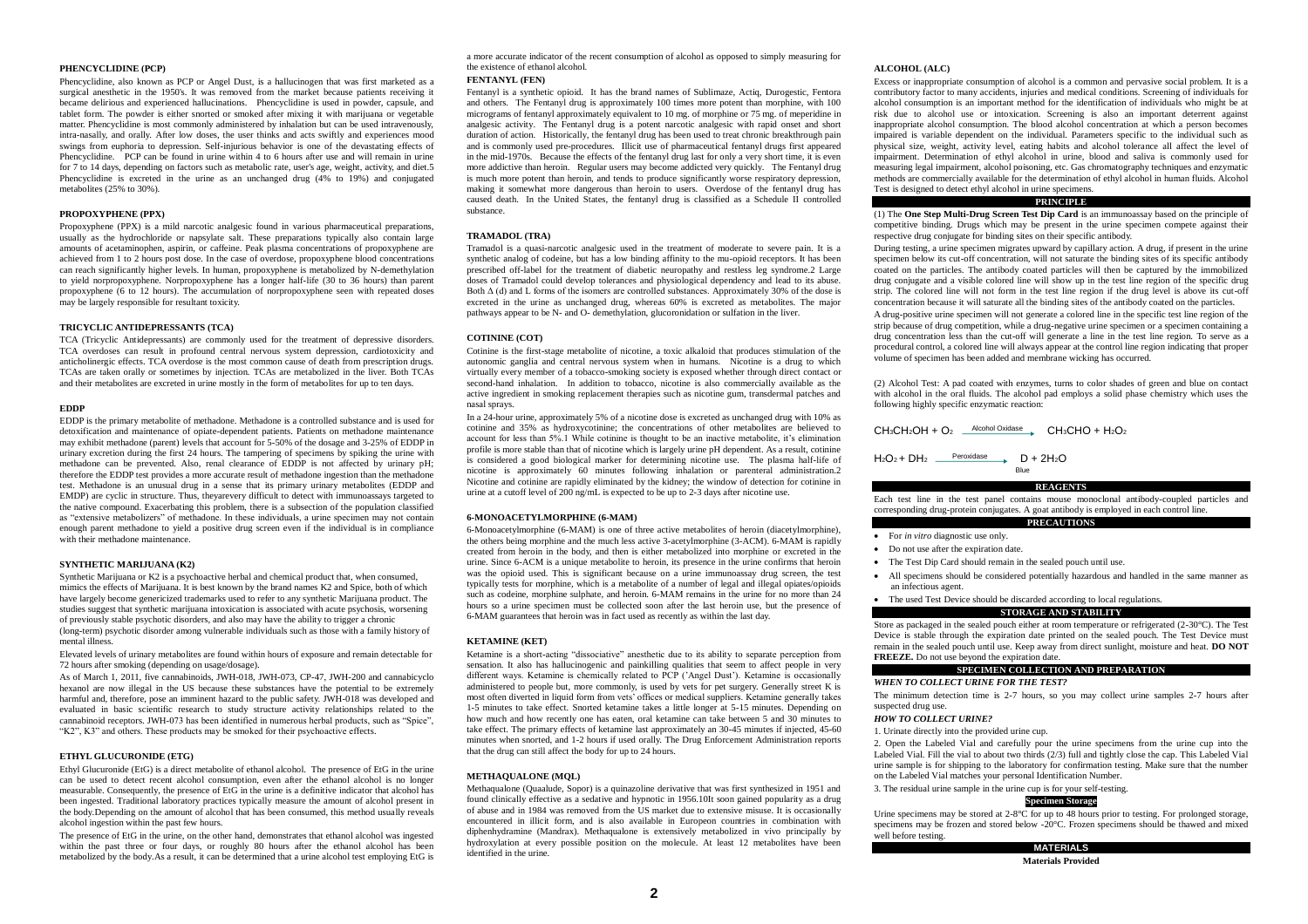### PHENCYCLIDINE (PCP)

Phencyclidine, also known as PCP or Angel Dust, is a hallucinogen that was first marketed as a surgical anesthetic in the 1950's. It was removed from the market because patients receiving it became delirious and experienced hallucinations. Phencyclidine is used in powder, capsule, and tablet form. The powder is either snorted or smoked after mixing it with marijuana or vegetable matter. Phencyclidine is most commonly administered by inhalation but can be used intravenously, intra-nasally, and orally. After low doses, the user thinks and acts swiftly and experiences mood swings from euphoria to depression. Self-injurious behavior is one of the devastating effects of Phencyclidine. PCP can be found in urine within 4 to 6 hours after use and will remain in urine for 7 to 14 days, depending on factors such as metabolic rate, user's age, weight, activity, and diet.5 Phencyclidine is excreted in the urine as an unchanged drug (4% to 19%) and conjugated metabolites (25% to 30%).

### PROPOXYPHENE (PPX)

Propoxyphene (PPX) is a mild narcotic analgesic found in various pharmaceutical preparations, usually as the hydrochloride or napsylate salt. These preparations typically also contain large amounts of acetaminophen, aspirin, or caffeine. Peak plasma concentrations of propoxyphene are achieved from 1 to 2 hours post dose. In the case of overdose, propoxyphene blood concentrations can reach significantly higher levels. In human, propoxyphene is metabolized by N-demethylation to yield norpropoxyphene. Norpropoxyphene has a longer half-life (30 to 36 hours) than parent propoxyphene (6 to 12 hours). The accumulation of norpropoxyphene seen with repeated doses may be largely responsible for resultant toxicity.

### TRICYCLIC ANTIDEPRESSANTS (TCA)

TCA (Tricyclic Antidepressants) are commonly used for the treatment of depressive disorders. TCA overdoses can result in profound central nervous system depression, cardiotoxicity and anticholinergic effects. TCA overdose is the most common cause of death from prescription drugs. TCAs are taken orally or sometimes by injection. TCAs are metabolized in the liver. Both TCAs and their metabolites are excreted in urine mostly in the form of metabolites for up to ten days.

### EDDP

EDDP is the primary metabolite of methadone. Methadone is a controlled substance and is used for detoxification and maintenance of opiate-dependent patients. Patients on methadone maintenance may exhibit methadone (parent) levels that account for 5-50% of the dosage and 3-25% of EDDP in urinary excretion during the first 24 hours. The tampering of specimens by spiking the urine with methadone can be prevented. Also, renal clearance of EDDP is not affected by urinary pH; therefore the EDDP test provides a more accurate result of methadone ingestion than the methadone test. Methadone is an unusual drug in a sense that its primary urinary metabolites (EDDP and EMDP) are cyclic in structure. Thus, theyarevery difficult to detect with immunoassays targeted to the native compound. Exacerbating this problem, there is a subsection of the population classified as "extensive metabolizers" of methadone. In these individuals, a urine specimen may not contain enough parent methadone to yield a positive drug screen even if the individual is in compliance with their methadone maintenance.

### SYNTHETIC MARIJUANA (K2)

Synthetic Marijuana or K2 is a psychoactive herbal and chemical product that, when consumed, mimics the effects of Marijuana. It is best known by the brand names K2 and Spice, both of which have largely become genericized trademarks used to refer to any synthetic Marijuana product. The studies suggest that synthetic marijuana intoxication is associated with acute psychosis, worsening of previously stable psychotic disorders, and also may have the ability to trigger a chronic (long-term) psychotic disorder among vulnerable individuals such as those with a family history of mental illness.

Elevated levels of urinary metabolites are found within hours of exposure and remain detectable for 72 hours after smoking (depending on usage/dosage).

As of March 1, 2011, five cannabinoids, JWH-018, JWH-073, CP-47, JWH-200 and cannabicyclo hexanol are now illegal in the US because these substances have the potential to be extremely harmful and, therefore, pose an imminent hazard to the public safety. JWH-018 was developed and evaluated in basic scientific research to study structure activity relationships related to the cannabinoid receptors. JWH-073 has been identified in numerous herbal products, such as "Spice", "K2", K3" and others. These products may be smoked for their psychoactive effects.

### ETHYL GLUCURONIDE (ETG)

Ethyl Glucuronide (EtG) is a direct metabolite of ethanol alcohol. The presence of EtG in the urine can be used to detect recent alcohol consumption, even after the ethanol alcohol is no longer measurable. Consequently, the presence of EtG in the urine is a definitive indicator that alcohol has been ingested. Traditional laboratory practices typically measure the amount of alcohol present in the body.Depending on the amount of alcohol that has been consumed, this method usually reveals alcohol ingestion within the past few hours.

The presence of EtG in the urine, on the other hand, demonstrates that ethanol alcohol was ingested within the past three or four days, or roughly 80 hours after the ethanol alcohol has been metabolized by the body.As a result, it can be determined that a urine alcohol test employing EtG is a more accurate indicator of the recent consumption of alcohol as opposed to simply measuring for the existence of ethanol alcohol.

### FENTANYL (FEN)

Fentanyl is a synthetic opioid. It has the brand names of Sublimaze, Actiq, Durogestic, Fentora and others. The Fentanyl drug is approximately 100 times more potent than morphine, with 100 micrograms of fentanyl approximately equivalent to 10 mg. of morphine or 75 mg. of meperidine in analgesic activity. The Fentanyl drug is a potent narcotic analgesic with rapid onset and short duration of action. Historically, the fentanyl drug has been used to treat chronic breakthrough pain and is commonly used pre-procedures. Illicit use of pharmaceutical fentanyl drugs first appeared in the mid-1970s. Because the effects of the fentanyl drug last for only a very short time, it is even more addictive than heroin. Regular users may become addicted very quickly. The Fentanyl drug is much more potent than heroin, and tends to produce significantly worse respiratory depression, making it somewhat more dangerous than heroin to users. Overdose of the fentanyl drug has caused death. In the United States, the fentanyl drug is classified as a Schedule II controlled substance.

### TRAMADOL (TRA)

Tramadol is a quasi-narcotic analgesic used in the treatment of moderate to severe pain. It is a synthetic analog of codeine, but has a low binding affinity to the mu-opioid receptors. It has been prescribed off-label for the treatment of diabetic neuropathy and restless leg syndrome.2 Large doses of Tramadol could develop tolerances and physiological dependency and lead to its abuse. Both A (d) and L forms of the isomers are controlled substances. Approximately 30% of the dose is excreted in the urine as unchanged drug, whereas 60% is excreted as metabolites. The major pathways appear to be N- and O- demethylation, glucoronidation or sulfation in the liver.

### COTININE (COT)

Cotinine is the first-stage metabolite of nicotine, a toxic alkaloid that produces stimulation of the autonomic ganglia and central nervous system when in humans. Nicotine is a drug to which virtually every member of a tobacco-smoking society is exposed whether through direct contact or second-hand inhalation. In addition to tobacco, nicotine is also commercially available as the active ingredient in smoking replacement therapies such as nicotine gum, transdermal patches and nasal sprays.

In a 24-hour urine, approximately 5% of a nicotine dose is excreted as unchanged drug with 10% as cotinine and 35% as hydroxycotinine; the concentrations of other metabolites are believed to account for less than 5%.1 While cotinine is thought to be an inactive metabolite, it's elimination profile is more stable than that of nicotine which is largely urine pH dependent. As a result, cotinine is considered a good biological marker for determining nicotine use. The plasma half-life of nicotine is approximately 60 minutes following inhalation or parenteral administration.2 Nicotine and cotinine are rapidly eliminated by the kidney; the window of detection for cotinine in urine at a cutoff level of 200 ng/mL is expected to be up to 2-3 days after nicotine use.

### 6-MONOACETYLMORPHINE (6-MAM)

6-Monoacetylmorphine (6-MAM) is one of three active metabolites of heroin (diacetylmorphine), the others being morphine and the much less active 3-acetylmorphine (3-ACM). 6-MAM is rapidly created from heroin in the body, and then is either metabolized into morphine or excreted in the urine. Since 6-ACM is a unique metabolite to heroin, its presence in the urine confirms that heroin was the opioid used. This is significant because on a urine immunoassay drug screen, the test typically tests for morphine, which is a metabolite of a number of legal and illegal opiates/opioids such as codeine, morphine sulphate, and heroin. 6-MAM remains in the urine for no more than 24 hours so a urine specimen must be collected soon after the last heroin use, but the presence of 6-MAM guarantees that heroin was in fact used as recently as within the last day.

### KETAMINE (KET)

Ketamine is a short-acting "dissociative" anesthetic due to its ability to separate perception from sensation. It also has hallucinogenic and painkilling qualities that seem to affect people in very different ways. Ketamine is chemically related to PCP ('Angel Dust'). Ketamine is occasionally administered to people but, more commonly, is used by vets for pet surgery. Generally street K is most often diverted in liquid form from vets' offices or medical suppliers. Ketamine generally takes 1-5 minutes to take effect. Snorted ketamine takes a little longer at 5-15 minutes. Depending on how much and how recently one has eaten, oral ketamine can take between 5 and 30 minutes to take effect. The primary effects of ketamine last approximately an 30-45 minutes if injected, 45-60 minutes when snorted, and 1-2 hours if used orally. The Drug Enforcement Administration reports that the drug can still affect the body for up to 24 hours.

### METHAQUALONE (MQL)

Methaqualone (Quaalude, Sopor) is a quinazoline derivative that was first synthesized in 1951 and found clinically effective as a sedative and hypnotic in 1956.10It soon gained popularity as a drug of abuse and in 1984 was removed from the US market due to extensive misuse. It is occasionally encountered in illicit form, and is also available in Europeon countries in combination with diphenhydramine (Mandrax). Methaqualone is extensively metabolized in vivo principally by hydroxylation at every possible position on the molecule. At least 12 metabolites have been identified in the urine.

### ALCOHOL (ALC)

Excess or inappropriate consumption of alcohol is a common and pervasive social problem. It is a contributory factor to many accidents, injuries and medical conditions. Screening of individuals for alcohol consumption is an important method for the identification of individuals who might be at risk due to alcohol use or intoxication. Screening is also an important deterrent against inappropriate alcohol consumption. The blood alcohol concentration at which a person becomes impaired is variable dependent on the individual. Parameters specific to the individual such as physical size, weight, activity level, eating habits and alcohol tolerance all affect the level of impairment. Determination of ethyl alcohol in urine, blood and saliva is commonly used for measuring legal impairment, alcohol poisoning, etc. Gas chromatography techniques and enzymatic methods are commercially available for the determination of ethyl alcohol in human fluids. Alcohol Test is designed to detect ethyl alcohol in urine specimens.

## PRINCIPLE

(1) The **One Step Multi-Drug Screen Test Dip Card** is an immunoassay based on the principle of competitive binding. Drugs which may be present in the urine specimen compete against their respective drug conjugate for binding sites on their specific antibody.

During testing, a urine specimen migrates upward by capillary action. A drug, if present in the urine specimen below its cut-off concentration, will not saturate the binding sites of its specific antibody coated on the particles. The antibody coated particles will then be captured by the immobilized drug conjugate and a visible colored line will show up in the test line region of the specific drug strip. The colored line will not form in the test line region if the drug level is above its cut-off concentration because it will saturate all the binding sites of the antibody coated on the particles.

A drug-positive urine specimen will not generate a colored line in the specific test line region of the strip because of drug competition, while a drug-negative urine specimen or a specimen containing a drug concentration less than the cut-off will generate a line in the test line region. To serve as a procedural control, a colored line will always appear at the control line region indicating that proper volume of specimen has been added and membrane wicking has occurred.

(2) Alcohol Test: A pad coated with enzymes, turns to color shades of green and blue on contact with alcohol in the oral fluids. The alcohol pad employs a solid phase chemistry which uses the following highly specific enzymatic reaction:

$$CH_3CH_2OH + O_2 \xrightarrow{\text{Alcohol Oxidase}} CH_3CHO + H_2O_2$$

$$H_2O_2 + DH_2 \xrightarrow{\text{Peroxidase}} \underset{\text{Blue}}{D} + 2H_2O$$

## REAGENTS

Each test line in the test panel contains mouse monoclonal antibody-coupled particles and corresponding drug-protein conjugates. A goat antibody is employed in each control line.

## PRECAUTIONS

- For *in vitro* diagnostic use only.
- Do not use after the expiration date.
- The Test Dip Card should remain in the sealed pouch until use.
- All specimens should be considered potentially hazardous and handled in the same manner as an infectious agent.
- The used Test Device should be discarded according to local regulations.

## STORAGE AND STABILITY

Store as packaged in the sealed pouch either at room temperature or refrigerated (2-30°C). The Test Device is stable through the expiration date printed on the sealed pouch. The Test Device must remain in the sealed pouch until use. Keep away from direct sunlight, moisture and heat. **DO NOT FREEZE.** Do not use beyond the expiration date.

## SPECIMEN COLLECTION AND PREPARATION

***WHEN TO COLLECT URINE FOR THE TEST?***

The minimum detection time is 2-7 hours, so you may collect urine samples 2-7 hours after suspected drug use.

***HOW TO COLLECT URINE?***

1. Urinate directly into the provided urine cup.

2. Open the Labeled Vial and carefully pour the urine specimens from the urine cup into the Labeled Vial. Fill the vial to about two thirds (2/3) full and tightly close the cap. This Labeled Vial urine sample is for shipping to the laboratory for confirmation testing. Make sure that the number on the Labeled Vial matches your personal Identification Number.

3. The residual urine sample in the urine cup is for your self-testing.

**Specimen Storage**

Urine specimens may be stored at 2-8°C for up to 48 hours prior to testing. For prolonged storage, specimens may be frozen and stored below -20°C. Frozen specimens should be thawed and mixed well before testing.

## MATERIALS

**Materials Provided**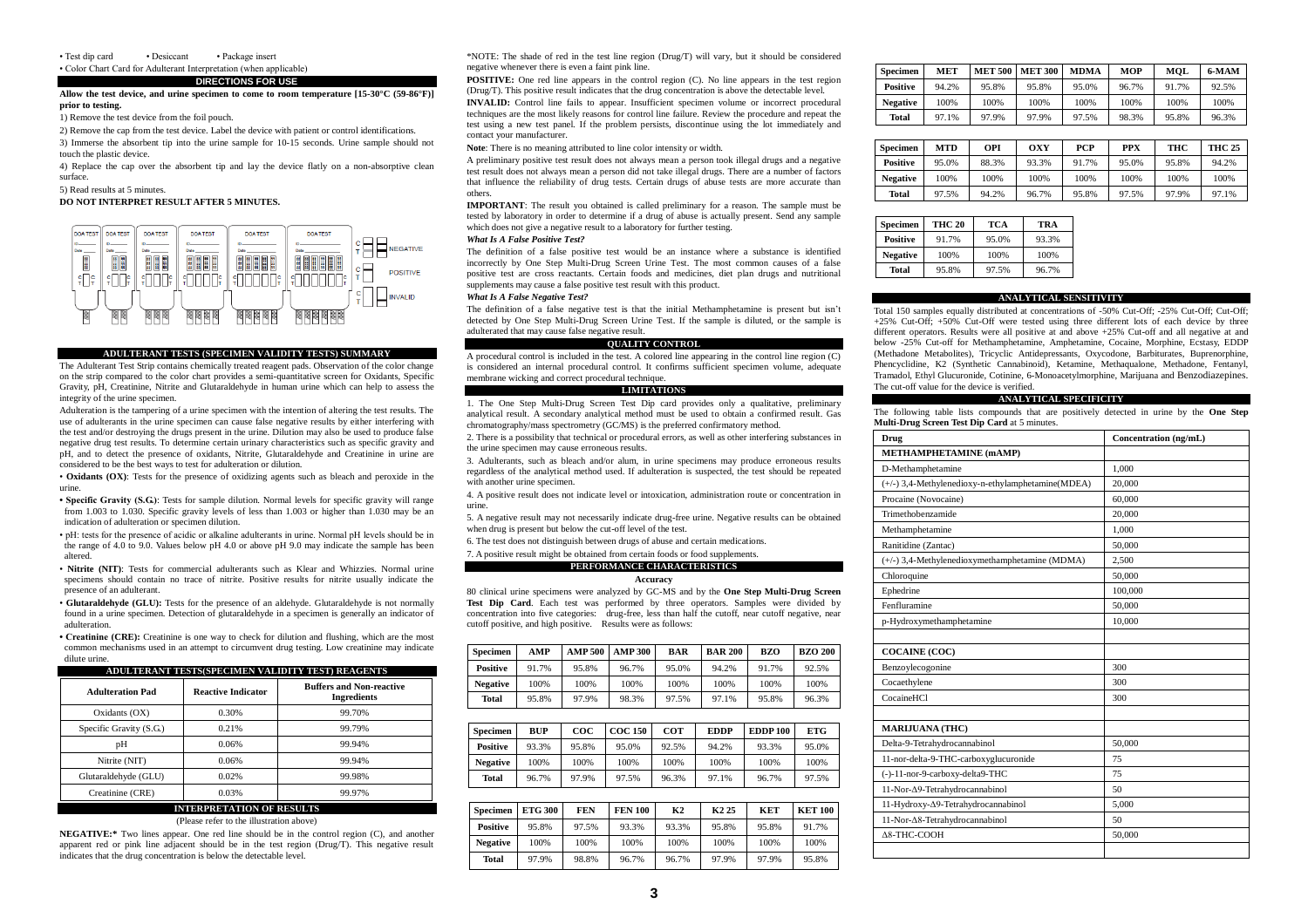• Test dip card • Desiccant • Package insert

• Color Chart Card for Adulterant Interpretation (when applicable)

## DIRECTIONS FOR USE

**Allow the test device, and urine specimen to come to room temperature [15-30°C (59-86°F)] prior to testing.**

1) Remove the test device from the foil pouch.

2) Remove the cap from the test device. Label the device with patient or control identifications.

3) Immerse the absorbent tip into the urine sample for 10-15 seconds. Urine sample should not touch the plastic device.

4) Replace the cap over the absorbent tip and lay the device flatly on a non-absorptive clean surface.

5) Read results at 5 minutes.

**DO NOT INTERPRET RESULT AFTER 5 MINUTES.**

NEGATIVE

POSITIVE

INVALID

## ADULTERANT TESTS (SPECIMEN VALIDITY TESTS) SUMMARY

The Adulterant Test Strip contains chemically treated reagent pads. Observation of the color change on the strip compared to the color chart provides a semi-quantitative screen for Oxidants, Specific Gravity, pH, Creatinine, Nitrite and Glutaraldehyde in human urine which can help to assess the integrity of the urine specimen.

Adulteration is the tampering of a urine specimen with the intention of altering the test results. The use of adulterants in the urine specimen can cause false negative results by either interfering with the test and/or destroying the drugs present in the urine. Dilution may also be used to produce false negative drug test results. To determine certain urinary characteristics such as specific gravity and pH, and to detect the presence of oxidants, Nitrite, Glutaraldehyde and Creatinine in urine are considered to be the best ways to test for adulteration or dilution.

- **Oxidants (OX)**: Tests for the presence of oxidizing agents such as bleach and peroxide in the urine.
- **Specific Gravity (S.G.)**: Tests for sample dilution. Normal levels for specific gravity will range from 1.003 to 1.030. Specific gravity levels of less than 1.003 or higher than 1.030 may be an indication of adulteration or specimen dilution.
- pH: tests for the presence of acidic or alkaline adulterants in urine. Normal pH levels should be in the range of 4.0 to 9.0. Values below pH 4.0 or above pH 9.0 may indicate the sample has been altered.
- **Nitrite (NIT)**: Tests for commercial adulterants such as Klear and Whizzies. Normal urine specimens should contain no trace of nitrite. Positive results for nitrite usually indicate the presence of an adulterant.
- **Glutaraldehyde (GLU):** Tests for the presence of an aldehyde. Glutaraldehyde is not normally found in a urine specimen. Detection of glutaraldehyde in a specimen is generally an indicator of adulteration.
- **Creatinine (CRE):** Creatinine is one way to check for dilution and flushing, which are the most common mechanisms used in an attempt to circumvent drug testing. Low creatinine may indicate dilute urine.

## ADULTERANT TESTS(SPECIMEN VALIDITY TEST) REAGENTS

| Adulteration Pad | Reactive Indicator | Buffers and Non-reactive Ingredients |
|---|---|---|
| Oxidants (OX) | 0.30% | 99.70% |
| Specific Gravity (S.G.) | 0.21% | 99.79% |
| pH | 0.06% | 99.94% |
| Nitrite (NIT) | 0.06% | 99.94% |
| Glutaraldehyde (GLU) | 0.02% | 99.98% |
| Creatinine (CRE) | 0.03% | 99.97% |

## INTERPRETATION OF RESULTS

(Please refer to the illustration above)

**NEGATIVE:*** Two lines appear. One red line should be in the control region (C), and another apparent red or pink line adjacent should be in the test region (Drug/T). This negative result indicates that the drug concentration is below the detectable level.

*NOTE: The shade of red in the test line region (Drug/T) will vary, but it should be considered negative whenever there is even a faint pink line.

**POSITIVE:** One red line appears in the control region (C). No line appears in the test region (Drug/T). This positive result indicates that the drug concentration is above the detectable level.

**INVALID:** Control line fails to appear. Insufficient specimen volume or incorrect procedural techniques are the most likely reasons for control line failure. Review the procedure and repeat the test using a new test panel. If the problem persists, discontinue using the lot immediately and contact your manufacturer.

**Note**: There is no meaning attributed to line color intensity or width.

A preliminary positive test result does not always mean a person took illegal drugs and a negative test result does not always mean a person did not take illegal drugs. There are a number of factors that influence the reliability of drug tests. Certain drugs of abuse tests are more accurate than others.

**IMPORTANT**: The result you obtained is called preliminary for a reason. The sample must be tested by laboratory in order to determine if a drug of abuse is actually present. Send any sample which does not give a negative result to a laboratory for further testing.

***What Is A False Positive Test?***

The definition of a false positive test would be an instance where a substance is identified incorrectly by One Step Multi-Drug Screen Urine Test. The most common causes of a false positive test are cross reactants. Certain foods and medicines, diet plan drugs and nutritional supplements may cause a false positive test result with this product.

***What Is A False Negative Test?***

The definition of a false negative test is that the initial Methamphetamine is present but isn't detected by One Step Multi-Drug Screen Urine Test. If the sample is diluted, or the sample is adulterated that may cause false negative result.

## QUALITY CONTROL

A procedural control is included in the test. A colored line appearing in the control line region (C) is considered an internal procedural control. It confirms sufficient specimen volume, adequate membrane wicking and correct procedural technique.

## LIMITATIONS

1. The One Step Multi-Drug Screen Test Dip card provides only a qualitative, preliminary analytical result. A secondary analytical method must be used to obtain a confirmed result. Gas chromatography/mass spectrometry (GC/MS) is the preferred confirmatory method.

2. There is a possibility that technical or procedural errors, as well as other interfering substances in the urine specimen may cause erroneous results.

3. Adulterants, such as bleach and/or alum, in urine specimens may produce erroneous results regardless of the analytical method used. If adulteration is suspected, the test should be repeated with another urine specimen.

4. A positive result does not indicate level or intoxication, administration route or concentration in urine.

5. A negative result may not necessarily indicate drug-free urine. Negative results can be obtained when drug is present but below the cut-off level of the test.

6. The test does not distinguish between drugs of abuse and certain medications.

7. A positive result might be obtained from certain foods or food supplements.

## PERFORMANCE CHARACTERISTICS

### Accuracy

80 clinical urine specimens were analyzed by GC-MS and by the **One Step Multi-Drug Screen Test Dip Card**. Each test was performed by three operators. Samples were divided by concentration into five categories: drug-free, less than half the cutoff, near cutoff negative, near cutoff positive, and high positive. Results were as follows:

| Specimen | AMP | AMP 500 | AMP 300 | BAR | BAR 200 | BZO | BZO 200 |
|---|---|---|---|---|---|---|---|
| Positive | 91.7% | 95.8% | 96.7% | 95.0% | 94.2% | 91.7% | 92.5% |
| Negative | 100% | 100% | 100% | 100% | 100% | 100% | 100% |
| Total | 95.8% | 97.9% | 98.3% | 97.5% | 97.1% | 95.8% | 96.3% |

| Specimen | BUP | COC | COC 150 | COT | EDDP | EDDP 100 | ETG |
|---|---|---|---|---|---|---|---|
| Positive | 93.3% | 95.8% | 95.0% | 92.5% | 94.2% | 93.3% | 95.0% |
| Negative | 100% | 100% | 100% | 100% | 100% | 100% | 100% |
| Total | 96.7% | 97.9% | 97.5% | 96.3% | 97.1% | 96.7% | 97.5% |

| Specimen | ETG 300 | FEN | FEN 100 | K2 | K2 25 | KET | KET 100 |
|---|---|---|---|---|---|---|---|
| Positive | 95.8% | 97.5% | 93.3% | 93.3% | 95.8% | 95.8% | 91.7% |
| Negative | 100% | 100% | 100% | 100% | 100% | 100% | 100% |
| Total | 97.9% | 98.8% | 96.7% | 96.7% | 97.9% | 97.9% | 95.8% |

| Specimen | MET | MET 500 | MET 300 | MDMA | MOP | MQL | 6-MAM |
|---|---|---|---|---|---|---|---|
| Positive | 94.2% | 95.8% | 95.8% | 95.0% | 96.7% | 91.7% | 92.5% |
| Negative | 100% | 100% | 100% | 100% | 100% | 100% | 100% |
| Total | 97.1% | 97.9% | 97.9% | 97.5% | 98.3% | 95.8% | 96.3% |

| Specimen | MTD | OPI | OXY | PCP | PPX | THC | THC 25 |
|---|---|---|---|---|---|---|---|
| Positive | 95.0% | 88.3% | 93.3% | 91.7% | 95.0% | 95.8% | 94.2% |
| Negative | 100% | 100% | 100% | 100% | 100% | 100% | 100% |
| Total | 97.5% | 94.2% | 96.7% | 95.8% | 97.5% | 97.9% | 97.1% |

| Specimen | THC 20 | TCA | TRA |
|---|---|---|---|
| Positive | 91.7% | 95.0% | 93.3% |
| Negative | 100% | 100% | 100% |
| Total | 95.8% | 97.5% | 96.7% |

## ANALYTICAL SENSITIVITY

Total 150 samples equally distributed at concentrations of -50% Cut-Off; -25% Cut-Off; Cut-Off; +25% Cut-Off; +50% Cut-Off were tested using three different lots of each device by three different operators. Results were all positive at and above +25% Cut-off and all negative at and below -25% Cut-off for Methamphetamine, Amphetamine, Cocaine, Morphine, Ecstasy, EDDP (Methadone Metabolites), Tricyclic Antidepressants, Oxycodone, Barbiturates, Buprenorphine, Phencyclidine, K2 (Synthetic Cannabinoid), Ketamine, Methaqualone, Methadone, Fentanyl, Tramadol, Ethyl Glucuronide, Cotinine, 6-Monoacetylmorphine, Marijuana and Benzodiazepines. The cut-off value for the device is verified.

## ANALYTICAL SPECIFICITY

The following table lists compounds that are positively detected in urine by the **One Step Multi-Drug Screen Test Dip Card** at 5 minutes.

| Drug | Concentration (ng/mL) |
|---|---|
| **METHAMPHETAMINE (mAMP)** | |
| D-Methamphetamine | 1,000 |
| (+/-) 3,4-Methylenedioxy-n-ethylamphetamine(MDEA) | 20,000 |
| Procaine (Novocaine) | 60,000 |
| Trimethobenzamide | 20,000 |
| Methamphetamine | 1,000 |
| Ranitidine (Zantac) | 50,000 |
| (+/-) 3,4-Methylenedioxymethamphetamine (MDMA) | 2,500 |
| Chloroquine | 50,000 |
| Ephedrine | 100,000 |
| Fenfluramine | 50,000 |
| p-Hydroxymethamphetamine | 10,000 |
| | |
| **COCAINE (COC)** | |
| Benzoylecogonine | 300 |
| Cocaethylene | 300 |
| CocaineHCl | 300 |
| | |
| **MARIJUANA (THC)** | |
| Delta-9-Tetrahydrocannabinol | 50,000 |
| 11-nor-delta-9-THC-carboxyglucuronide | 75 |
| (-)-11-nor-9-carboxy-delta9-THC | 75 |
| 11-Nor-Δ9-Tetrahydrocannabinol | 50 |
| 11-Hydroxy-Δ9-Tetrahydrocannabinol | 5,000 |
| 11-Nor-Δ8-Tetrahydrocannabinol | 50 |
| Δ8-THC-COOH | 50,000 |
| | |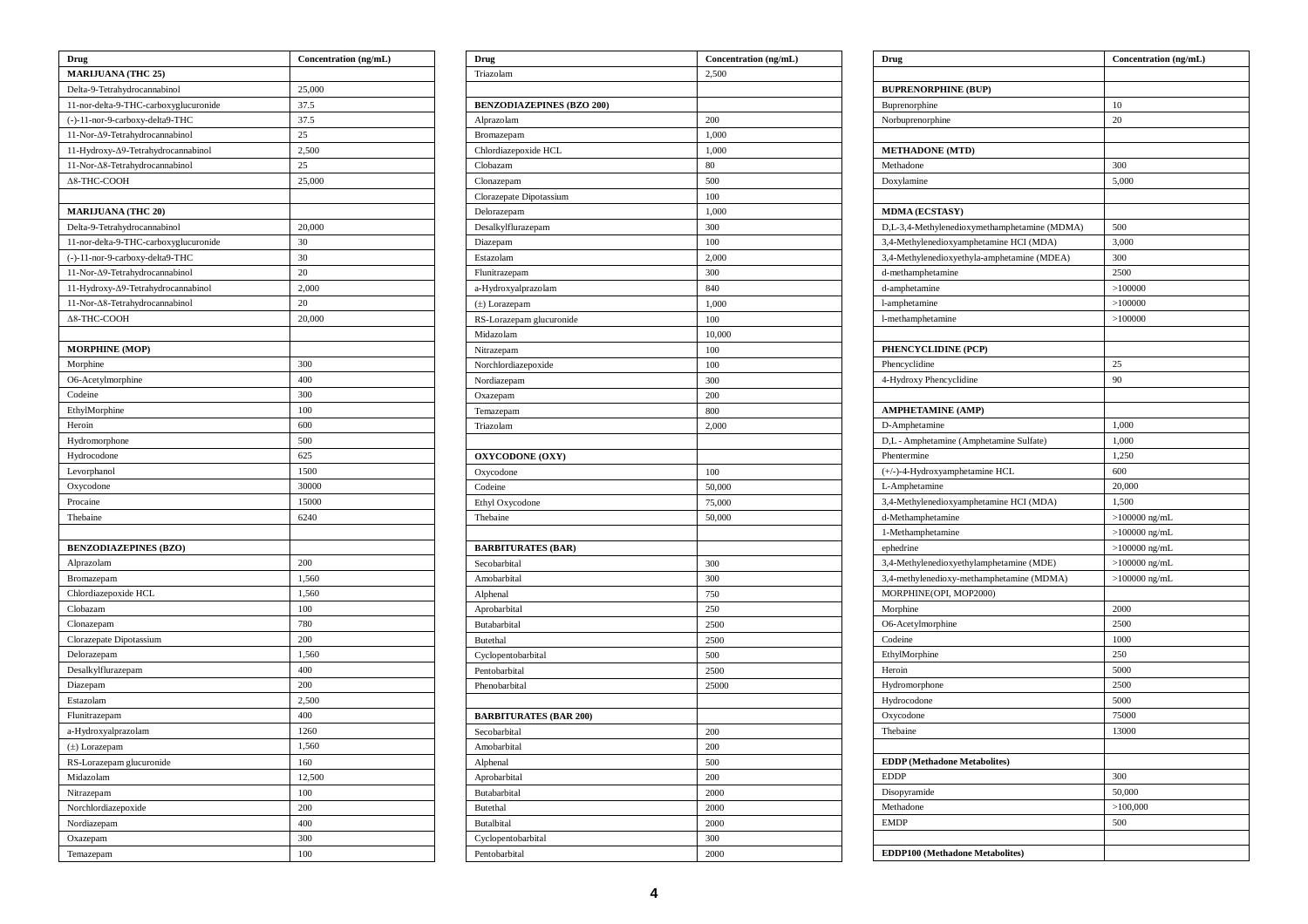| Drug | Concentration (ng/mL) |
|---|---|
| **MARIJUANA (THC 25)** | |
| Delta-9-Tetrahydrocannabinol | 25,000 |
| 11-nor-delta-9-THC-carboxyglucuronide | 37.5 |
| (-)-11-nor-9-carboxy-delta9-THC | 37.5 |
| 11-Nor-Δ9-Tetrahydrocannabinol | 25 |
| 11-Hydroxy-Δ9-Tetrahydrocannabinol | 2,500 |
| 11-Nor-Δ8-Tetrahydrocannabinol | 25 |
| Δ8-THC-COOH | 25,000 |
| | |
| **MARIJUANA (THC 20)** | |
| Delta-9-Tetrahydrocannabinol | 20,000 |
| 11-nor-delta-9-THC-carboxyglucuronide | 30 |
| (-)-11-nor-9-carboxy-delta9-THC | 30 |
| 11-Nor-Δ9-Tetrahydrocannabinol | 20 |
| 11-Hydroxy-Δ9-Tetrahydrocannabinol | 2,000 |
| 11-Nor-Δ8-Tetrahydrocannabinol | 20 |
| Δ8-THC-COOH | 20,000 |
| | |
| **MORPHINE (MOP)** | |
| Morphine | 300 |
| O6-Acetylmorphine | 400 |
| Codeine | 300 |
| EthylMorphine | 100 |
| Heroin | 600 |
| Hydromorphone | 500 |
| Hydrocodone | 625 |
| Levorphanol | 1500 |
| Oxycodone | 30000 |
| Procaine | 15000 |
| Thebaine | 6240 |
| | |
| **BENZODIAZEPINES (BZO)** | |
| Alprazolam | 200 |
| Bromazepam | 1,560 |
| Chlordiazepoxide HCL | 1,560 |
| Clobazam | 100 |
| Clonazepam | 780 |
| Clorazepate Dipotassium | 200 |
| Delorazepam | 1,560 |
| Desalkylflurazepam | 400 |
| Diazepam | 200 |
| Estazolam | 2,500 |
| Flunitrazepam | 400 |
| a-Hydroxyalprazolam | 1260 |
| (±) Lorazepam | 1,560 |
| RS-Lorazepam glucuronide | 160 |
| Midazolam | 12,500 |
| Nitrazepam | 100 |
| Norchlordiazepoxide | 200 |
| Nordiazepam | 400 |
| Oxazepam | 300 |
| Temazepam | 100 |

| Drug | Concentration (ng/mL) |
|---|---|
| Triazolam | 2,500 |
| | |
| **BENZODIAZEPINES (BZO 200)** | |
| Alprazolam | 200 |
| Bromazepam | 1,000 |
| Chlordiazepoxide HCL | 1,000 |
| Clobazam | 80 |
| Clonazepam | 500 |
| Clorazepate Dipotassium | 100 |
| Delorazepam | 1,000 |
| Desalkylflurazepam | 300 |
| Diazepam | 100 |
| Estazolam | 2,000 |
| Flunitrazepam | 300 |
| a-Hydroxyalprazolam | 840 |
| (±) Lorazepam | 1,000 |
| RS-Lorazepam glucuronide | 100 |
| Midazolam | 10,000 |
| Nitrazepam | 100 |
| Norchlordiazepoxide | 100 |
| Nordiazepam | 300 |
| Oxazepam | 200 |
| Temazepam | 800 |
| Triazolam | 2,000 |
| | |
| **OXYCODONE (OXY)** | |
| Oxycodone | 100 |
| Codeine | 50,000 |
| Ethyl Oxycodone | 75,000 |
| Thebaine | 50,000 |
| | |
| **BARBITURATES (BAR)** | |
| Secobarbital | 300 |
| Amobarbital | 300 |
| Alphenal | 750 |
| Aprobarbital | 250 |
| Butabarbital | 2500 |
| Butethal | 2500 |
| Cyclopentobarbital | 500 |
| Pentobarbital | 2500 |
| Phenobarbital | 25000 |
| | |
| **BARBITURATES (BAR 200)** | |
| Secobarbital | 200 |
| Amobarbital | 200 |
| Alphenal | 500 |
| Aprobarbital | 200 |
| Butabarbital | 2000 |
| Butethal | 2000 |
| Butalbital | 2000 |
| Cyclopentobarbital | 300 |
| Pentobarbital | 2000 |

| Drug | Concentration (ng/mL) |
|---|---|
| | |
| **BUPRENORPHINE (BUP)** | |
| Buprenorphine | 10 |
| Norbuprenorphine | 20 |
| | |
| **METHADONE (MTD)** | |
| Methadone | 300 |
| Doxylamine | 5,000 |
| | |
| **MDMA (ECSTASY)** | |
| D,L-3,4-Methylenedioxymethamphetamine (MDMA) | 500 |
| 3,4-Methylenedioxyamphetamine HCI (MDA) | 3,000 |
| 3,4-Methylenedioxyethyla-amphetamine (MDEA) | 300 |
| d-methamphetamine | 2500 |
| d-amphetamine | >100000 |
| l-amphetamine | >100000 |
| l-methamphetamine | >100000 |
| | |
| **PHENCYCLIDINE (PCP)** | |
| Phencyclidine | 25 |
| 4-Hydroxy Phencyclidine | 90 |
| | |
| **AMPHETAMINE (AMP)** | |
| D-Amphetamine | 1,000 |
| D,L - Amphetamine (Amphetamine Sulfate) | 1,000 |
| Phentermine | 1,250 |
| (+/-)-4-Hydroxyamphetamine HCL | 600 |
| L-Amphetamine | 20,000 |
| 3,4-Methylenedioxyamphetamine HCI (MDA) | 1,500 |
| d-Methamphetamine | >100000 ng/mL |
| 1-Methamphetamine | >100000 ng/mL |
| ephedrine | >100000 ng/mL |
| 3,4-Methylenedioxyethylamphetamine (MDE) | >100000 ng/mL |
| 3,4-methylenedioxy-methamphetamine (MDMA) | >100000 ng/mL |
| MORPHINE(OPI, MOP2000) | |
| Morphine | 2000 |
| O6-Acetylmorphine | 2500 |
| Codeine | 1000 |
| EthylMorphine | 250 |
| Heroin | 5000 |
| Hydromorphone | 2500 |
| Hydrocodone | 5000 |
| Oxycodone | 75000 |
| Thebaine | 13000 |
| | |
| **EDDP (Methadone Metabolites)** | |
| EDDP | 300 |
| Disopyramide | 50,000 |
| Methadone | >100,000 |
| EMDP | 500 |
| | |
| **EDDP100 (Methadone Metabolites)** | |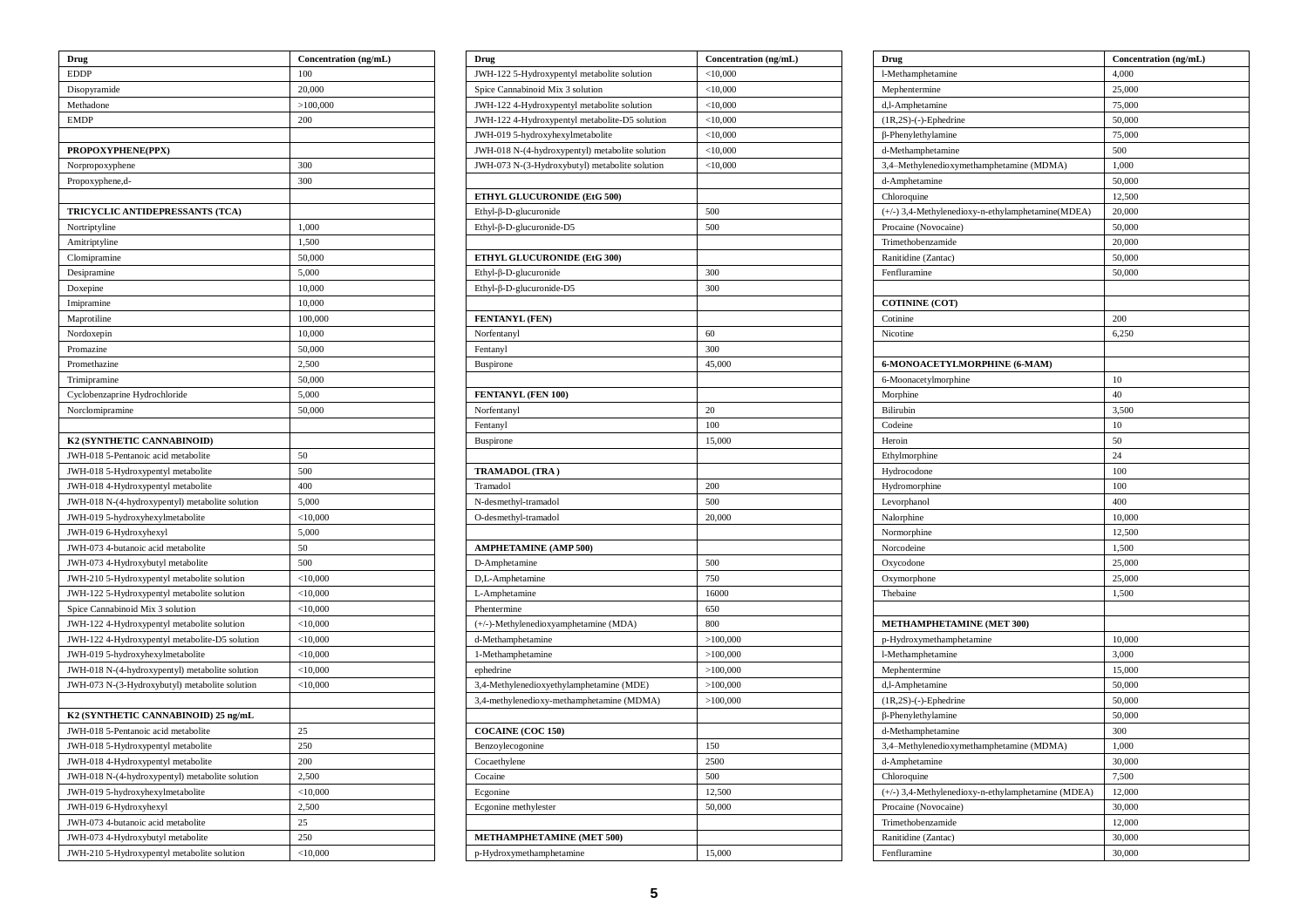| Drug | Concentration (ng/mL) |
|---|---|
| EDDP | 100 |
| Disopyramide | 20,000 |
| Methadone | >100,000 |
| EMDP | 200 |
| | |
| **PROPOXYPHENE(PPX)** | |
| Norpropoxyphene | 300 |
| Propoxyphene,d- | 300 |
| | |
| **TRICYCLIC ANTIDEPRESSANTS (TCA)** | |
| Nortriptyline | 1,000 |
| Amitriptyline | 1,500 |
| Clomipramine | 50,000 |
| Desipramine | 5,000 |
| Doxepine | 10,000 |
| Imipramine | 10,000 |
| Maprotiline | 100,000 |
| Nordoxepin | 10,000 |
| Promazine | 50,000 |
| Promethazine | 2,500 |
| Trimipramine | 50,000 |
| Cyclobenzaprine Hydrochloride | 5,000 |
| Norclomipramine | 50,000 |
| | |
| **K2 (SYNTHETIC CANNABINOID)** | |
| JWH-018 5-Pentanoic acid metabolite | 50 |
| JWH-018 5-Hydroxypentyl metabolite | 500 |
| JWH-018 4-Hydroxypentyl metabolite | 400 |
| JWH-018 N-(4-hydroxypentyl) metabolite solution | 5,000 |
| JWH-019 5-hydroxyhexylmetabolite | <10,000 |
| JWH-019 6-Hydroxyhexyl | 5,000 |
| JWH-073 4-butanoic acid metabolite | 50 |
| JWH-073 4-Hydroxybutyl metabolite | 500 |
| JWH-210 5-Hydroxypentyl metabolite solution | <10,000 |
| JWH-122 5-Hydroxypentyl metabolite solution | <10,000 |
| Spice Cannabinoid Mix 3 solution | <10,000 |
| JWH-122 4-Hydroxypentyl metabolite solution | <10,000 |
| JWH-122 4-Hydroxypentyl metabolite-D5 solution | <10,000 |
| JWH-019 5-hydroxyhexylmetabolite | <10,000 |
| JWH-018 N-(4-hydroxypentyl) metabolite solution | <10,000 |
| JWH-073 N-(3-Hydroxybutyl) metabolite solution | <10,000 |
| | |
| **K2 (SYNTHETIC CANNABINOID) 25 ng/mL** | |
| JWH-018 5-Pentanoic acid metabolite | 25 |
| JWH-018 5-Hydroxypentyl metabolite | 250 |
| JWH-018 4-Hydroxypentyl metabolite | 200 |
| JWH-018 N-(4-hydroxypentyl) metabolite solution | 2,500 |
| JWH-019 5-hydroxyhexylmetabolite | <10,000 |
| JWH-019 6-Hydroxyhexyl | 2,500 |
| JWH-073 4-butanoic acid metabolite | 25 |
| JWH-073 4-Hydroxybutyl metabolite | 250 |
| JWH-210 5-Hydroxypentyl metabolite solution | <10,000 |

| Drug | Concentration (ng/mL) |
|---|---|
| JWH-122 5-Hydroxypentyl metabolite solution | <10,000 |
| Spice Cannabinoid Mix 3 solution | <10,000 |
| JWH-122 4-Hydroxypentyl metabolite solution | <10,000 |
| JWH-122 4-Hydroxypentyl metabolite-D5 solution | <10,000 |
| JWH-019 5-hydroxyhexylmetabolite | <10,000 |
| JWH-018 N-(4-hydroxypentyl) metabolite solution | <10,000 |
| JWH-073 N-(3-Hydroxybutyl) metabolite solution | <10,000 |
| | |
| **ETHYL GLUCURONIDE (EtG 500)** | |
| Ethyl-β-D-glucuronide | 500 |
| Ethyl-β-D-glucuronide-D5 | 500 |
| | |
| **ETHYL GLUCURONIDE (EtG 300)** | |
| Ethyl-β-D-glucuronide | 300 |
| Ethyl-β-D-glucuronide-D5 | 300 |
| | |
| **FENTANYL (FEN)** | |
| Norfentanyl | 60 |
| Fentanyl | 300 |
| Buspirone | 45,000 |
| | |
| **FENTANYL (FEN 100)** | |
| Norfentanyl | 20 |
| Fentanyl | 100 |
| Buspirone | 15,000 |
| | |
| **TRAMADOL (TRA )** | |
| Tramadol | 200 |
| N-desmethyl-tramadol | 500 |
| O-desmethyl-tramadol | 20,000 |
| | |
| **AMPHETAMINE (AMP 500)** | |
| D-Amphetamine | 500 |
| D,L-Amphetamine | 750 |
| L-Amphetamine | 16000 |
| Phentermine | 650 |
| (+/-)-Methylenedioxyamphetamine (MDA) | 800 |
| d-Methamphetamine | >100,000 |
| 1-Methamphetamine | >100,000 |
| ephedrine | >100,000 |
| 3,4-Methylenedioxyethylamphetamine (MDE) | >100,000 |
| 3,4-methylenedioxy-methamphetamine (MDMA) | >100,000 |
| | |
| **COCAINE (COC 150)** | |
| Benzoylecogonine | 150 |
| Cocaethylene | 2500 |
| Cocaine | 500 |
| Ecgonine | 12,500 |
| Ecgonine methylester | 50,000 |
| | |
| **METHAMPHETAMINE (MET 500)** | |
| p-Hydroxymethamphetamine | 15,000 |

| Drug | Concentration (ng/mL) |
|---|---|
| l-Methamphetamine | 4,000 |
| Mephentermine | 25,000 |
| d,l-Amphetamine | 75,000 |
| (1R,2S)-(-)-Ephedrine | 50,000 |
| β-Phenylethylamine | 75,000 |
| d-Methamphetamine | 500 |
| 3,4–Methylenedioxymethamphetamine (MDMA) | 1,000 |
| d-Amphetamine | 50,000 |
| Chloroquine | 12,500 |
| (+/-) 3,4-Methylenedioxy-n-ethylamphetamine(MDEA) | 20,000 |
| Procaine (Novocaine) | 50,000 |
| Trimethobenzamide | 20,000 |
| Ranitidine (Zantac) | 50,000 |
| Fenfluramine | 50,000 |
| | |
| **COTININE (COT)** | |
| Cotinine | 200 |
| Nicotine | 6,250 |
| | |
| **6-MONOACETYLMORPHINE (6-MAM)** | |
| 6-Moonacetylmorphine | 10 |
| Morphine | 40 |
| Bilirubin | 3,500 |
| Codeine | 10 |
| Heroin | 50 |
| Ethylmorphine | 24 |
| Hydrocodone | 100 |
| Hydromorphine | 100 |
| Levorphanol | 400 |
| Nalorphine | 10,000 |
| Normorphine | 12,500 |
| Norcodeine | 1,500 |
| Oxycodone | 25,000 |
| Oxymorphone | 25,000 |
| Thebaine | 1,500 |
| | |
| **METHAMPHETAMINE (MET 300)** | |
| p-Hydroxymethamphetamine | 10,000 |
| l-Methamphetamine | 3,000 |
| Mephentermine | 15,000 |
| d,l-Amphetamine | 50,000 |
| (1R,2S)-(-)-Ephedrine | 50,000 |
| β-Phenylethylamine | 50,000 |
| d-Methamphetamine | 300 |
| 3,4–Methylenedioxymethamphetamine (MDMA) | 1,000 |
| d-Amphetamine | 30,000 |
| Chloroquine | 7,500 |
| (+/-) 3,4-Methylenedioxy-n-ethylamphetamine (MDEA) | 12,000 |
| Procaine (Novocaine) | 30,000 |
| Trimethobenzamide | 12,000 |
| Ranitidine (Zantac) | 30,000 |
| Fenfluramine | 30,000 |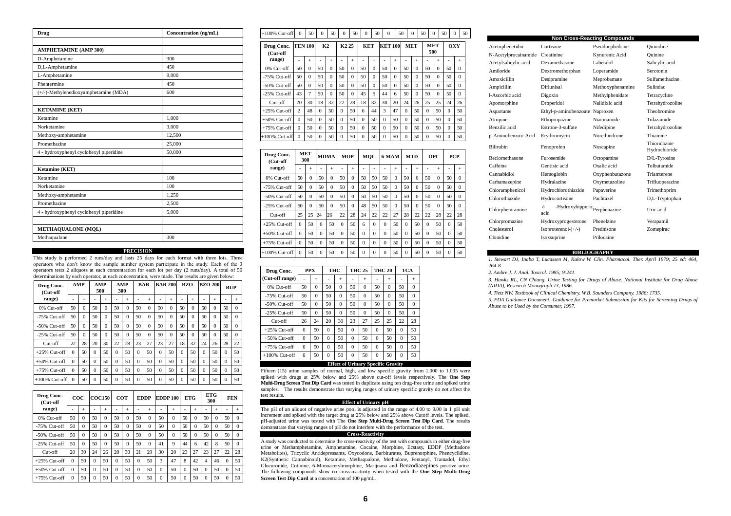| Drug | Concentration (ng/mL) |
|---|---|
| **AMPHETAMINE (AMP 300)** | |
| D-Amphetamine | 300 |
| D,L-Amphetamine | 450 |
| L-Amphetamine | 9,000 |
| Phentermine | 450 |
| (+/-)-Methylenedioxyamphetamine (MDA) | 600 |
| **KETAMINE (KET)** | |
| Ketamine | 1,000 |
| Norketamine | 3,000 |
| Methoxy-amphetamine | 12,500 |
| Promethazine | 25,000 |
| 4 - hydroxyphenyl cyclohexyl piperidine | 50,000 |
| **Ketamine (KET)** | |
| Ketamine | 100 |
| Norketamine | 100 |
| Methoxy-amphetamine | 1,250 |
| Promethazine | 2,500 |
| 4 - hydroxyphenyl cyclohexyl piperidine | 5,000 |
| **METHAQUALONE (MQL)** | |
| Methaqualone | 300 |

## PRECISION

This study is performed 2 runs/day and lasts 25 days for each format with three lots. Three operators who don't know the sample number system participate in the study. Each of the 3 operators tests 2 aliquots at each concentration for each lot per day (2 runs/day). A total of 50 determinations by each operator, at each concentration, were made. The results are given below:

| Drug Conc. (Cut-off range) | AMP | | AMP 500 | | AMP 300 | | BAR | | BAR 200 | | BZO | | BZO 200 | | BUP | |
|---|---|---|---|---|---|---|---|---|---|---|---|---|---|---|---|---|
| | - | + | - | + | - | + | - | + | - | + | - | + | - | + | - | + |
| 0% Cut-off | 50 | 0 | 50 | 0 | 50 | 0 | 50 | 0 | 50 | 0 | 50 | 0 | 50 | 0 | 50 | 0 |
| -75% Cut-off | 50 | 0 | 50 | 0 | 50 | 0 | 50 | 0 | 50 | 0 | 50 | 0 | 50 | 0 | 50 | 0 |
| -50% Cut-off | 50 | 0 | 50 | 0 | 50 | 0 | 50 | 0 | 50 | 0 | 50 | 0 | 50 | 0 | 50 | 0 |
| -25% Cut-off | 50 | 0 | 50 | 0 | 50 | 0 | 50 | 0 | 50 | 0 | 50 | 0 | 50 | 0 | 50 | 0 |
| Cut-off | 22 | 28 | 20 | 30 | 22 | 28 | 23 | 27 | 23 | 27 | 18 | 32 | 24 | 26 | 28 | 22 |
| +25% Cut-off | 0 | 50 | 0 | 50 | 0 | 50 | 0 | 50 | 0 | 50 | 0 | 50 | 0 | 50 | 0 | 50 |
| +50% Cut-off | 0 | 50 | 0 | 50 | 0 | 50 | 0 | 50 | 0 | 50 | 0 | 50 | 0 | 50 | 0 | 50 |
| +75% Cut-off | 0 | 50 | 0 | 50 | 0 | 50 | 0 | 50 | 0 | 50 | 0 | 50 | 0 | 50 | 0 | 50 |
| +100% Cut-off | 0 | 50 | 0 | 50 | 0 | 50 | 0 | 50 | 0 | 50 | 0 | 50 | 0 | 50 | 0 | 50 |

| Drug Conc. (Cut-off range) | COC | | COC150 | | COT | | EDDP | | EDDP 100 | | ETG | | ETG 300 | | FEN | |
|---|---|---|---|---|---|---|---|---|---|---|---|---|---|---|---|---|
| | - | + | - | + | - | + | - | + | - | + | - | + | - | + | - | + |
| 0% Cut-off | 50 | 0 | 50 | 0 | 50 | 0 | 50 | 0 | 50 | 0 | 50 | 0 | 50 | 0 | 50 | 0 |
| -75% Cut-off | 50 | 0 | 50 | 0 | 50 | 0 | 50 | 0 | 50 | 0 | 50 | 0 | 50 | 0 | 50 | 0 |
| -50% Cut-off | 50 | 0 | 50 | 0 | 50 | 0 | 50 | 0 | 50 | 0 | 50 | 0 | 50 | 0 | 50 | 0 |
| -25% Cut-off | 50 | 0 | 50 | 0 | 50 | 0 | 50 | 0 | 41 | 9 | 44 | 6 | 42 | 8 | 50 | 0 |
| Cut-off | 20 | 30 | 24 | 26 | 20 | 30 | 21 | 29 | 30 | 20 | 23 | 27 | 23 | 27 | 22 | 28 |
| +25% Cut-off | 0 | 50 | 0 | 50 | 0 | 50 | 0 | 50 | 3 | 47 | 8 | 42 | 4 | 46 | 0 | 50 |
| +50% Cut-off | 0 | 50 | 0 | 50 | 0 | 50 | 0 | 50 | 0 | 50 | 0 | 50 | 0 | 50 | 0 | 50 |
| +75% Cut-off | 0 | 50 | 0 | 50 | 0 | 50 | 0 | 50 | 0 | 50 | 0 | 50 | 0 | 50 | 0 | 50 |
| +100% Cut-off | 0 | 50 | 0 | 50 | 0 | 50 | 0 | 50 | 0 | 50 | 0 | 50 | 0 | 50 | 0 | 50 |

| Drug Conc. (Cut-off range) | FEN 100 | | K2 | | K2 25 | | KET | | KET 100 | | MET | | MET 500 | | OXY | |
|---|---|---|---|---|---|---|---|---|---|---|---|---|---|---|---|---|
| | - | + | - | + | - | + | - | + | - | + | - | + | - | + | - | + |
| 0% Cut-off | 50 | 0 | 50 | 0 | 50 | 0 | 50 | 0 | 50 | 0 | 50 | 0 | 50 | 0 | 50 | 0 |
| -75% Cut-off | 50 | 0 | 50 | 0 | 50 | 0 | 50 | 0 | 50 | 0 | 50 | 0 | 50 | 0 | 50 | 0 |
| -50% Cut-off | 50 | 0 | 50 | 0 | 50 | 0 | 50 | 0 | 50 | 0 | 50 | 0 | 50 | 0 | 50 | 0 |
| -25% Cut-off | 43 | 7 | 50 | 0 | 50 | 0 | 45 | 5 | 44 | 6 | 50 | 0 | 50 | 0 | 50 | 0 |
| Cut-off | 20 | 30 | 18 | 32 | 22 | 28 | 18 | 32 | 30 | 20 | 24 | 26 | 25 | 25 | 24 | 26 |
| +25% Cut-off | 2 | 48 | 0 | 50 | 0 | 50 | 6 | 44 | 3 | 47 | 0 | 50 | 0 | 50 | 0 | 50 |
| +50% Cut-off | 0 | 50 | 0 | 50 | 0 | 50 | 0 | 50 | 0 | 50 | 0 | 50 | 0 | 50 | 0 | 50 |
| +75% Cut-off | 0 | 50 | 0 | 50 | 0 | 50 | 0 | 50 | 0 | 50 | 0 | 50 | 0 | 50 | 0 | 50 |
| +100% Cut-off | 0 | 50 | 0 | 50 | 0 | 50 | 0 | 50 | 0 | 50 | 0 | 50 | 0 | 50 | 0 | 50 |

| Drug Conc. (Cut-off range) | MET 300 | | MDMA | | MOP | | MQL | | 6-MAM | | MTD | | OPI | | PCP | |
|---|---|---|---|---|---|---|---|---|---|---|---|---|---|---|---|---|
| | - | + | - | + | - | + | - | - | - | + | - | + | - | + | - | + |
| 0% Cut-off | 50 | 0 | 50 | 0 | 50 | 0 | 50 | 50 | 50 | 0 | 50 | 0 | 50 | 0 | 50 | 0 |
| -75% Cut-off | 50 | 0 | 50 | 0 | 50 | 0 | 50 | 50 | 50 | 0 | 50 | 0 | 50 | 0 | 50 | 0 |
| -50% Cut-off | 50 | 0 | 50 | 0 | 50 | 0 | 50 | 50 | 50 | 0 | 50 | 0 | 50 | 0 | 50 | 0 |
| -25% Cut-off | 50 | 0 | 50 | 0 | 50 | 0 | 48 | 50 | 50 | 0 | 50 | 0 | 50 | 0 | 50 | 0 |
| Cut-off | 25 | 25 | 24 | 26 | 22 | 28 | 24 | 22 | 22 | 27 | 28 | 22 | 22 | 28 | 22 | 28 |
| +25% Cut-off | 0 | 50 | 0 | 50 | 0 | 50 | 6 | 0 | 0 | 50 | 0 | 50 | 0 | 50 | 0 | 50 |
| +50% Cut-off | 0 | 50 | 0 | 50 | 0 | 50 | 0 | 0 | 0 | 50 | 0 | 50 | 0 | 50 | 0 | 50 |
| +75% Cut-off | 0 | 50 | 0 | 50 | 0 | 50 | 0 | 0 | 0 | 50 | 0 | 50 | 0 | 50 | 0 | 50 |
| +100% Cut-off | 0 | 50 | 0 | 50 | 0 | 50 | 0 | 0 | 0 | 50 | 0 | 50 | 0 | 50 | 0 | 50 |

| Drug Conc. (Cut-off range) | PPX | | THC | | THC 25 | | THC 20 | | TCA | |
|---|---|---|---|---|---|---|---|---|---|---|
| | - | + | - | + | - | + | - | + | - | + |
| 0% Cut-off | 50 | 0 | 50 | 0 | 50 | 0 | 50 | 0 | 50 | 0 |
| -75% Cut-off | 50 | 0 | 50 | 0 | 50 | 0 | 50 | 0 | 50 | 0 |
| -50% Cut-off | 50 | 0 | 50 | 0 | 50 | 0 | 50 | 0 | 50 | 0 |
| -25% Cut-off | 50 | 0 | 50 | 0 | 50 | 0 | 50 | 0 | 50 | 0 |
| Cut-off | 26 | 24 | 20 | 30 | 23 | 27 | 25 | 25 | 22 | 28 |
| +25% Cut-off | 0 | 50 | 0 | 50 | 0 | 50 | 0 | 50 | 0 | 50 |
| +50% Cut-off | 0 | 50 | 0 | 50 | 0 | 50 | 0 | 50 | 0 | 50 |
| +75% Cut-off | 0 | 50 | 0 | 50 | 0 | 50 | 0 | 50 | 0 | 50 |
| +100% Cut-off | 0 | 50 | 0 | 50 | 0 | 50 | 0 | 50 | 0 | 50 |

## Effect of Urinary Specific Gravity

Fifteen (15) urine samples of normal, high, and low specific gravity from 1.000 to 1.035 were spiked with drugs at 25% below and 25% above cut-off levels respectively. The **One Step Multi-Drug Screen Test Dip Card** was tested in duplicate using ten drug-free urine and spiked urine samples. The results demonstrate that varying ranges of urinary specific gravity do not affect the test results.

## Effect of Urinary pH

The pH of an aliquot of negative urine pool is adjusted in the range of 4.00 to 9.00 in 1 pH unit increment and spiked with the target drug at 25% below and 25% above Cutoff levels. The spiked, pH-adjusted urine was tested with The **One Step Multi-Drug Screen Test Dip Card**. The results demonstrate that varying ranges of pH do not interfere with the performance of the test.

## Cross-Reactivity

A study was conducted to determine the cross-reactivity of the test with compounds in either drug-free urine or Methamphetamine, Amphetamine, Cocaine, Morphine, Ecstasy, EDDP (Methadone Metabolites), Tricyclic Antidepressants, Oxycodone, Barbiturates, Buprenorphine, Phencyclidine, K2(Synthetic Cannabinoid), Ketamine, Methaqualone, Methadone, Fentanyl, Tramadol, Ethyl Glucuronide, Cotinine, 6-Monoacetylmorphine, Marijuana and Benzodiazepines positive urine. The following compounds show no cross-reactivity when tested with the **One Step Multi-Drug Screen Test Dip Card** at a concentration of 100 μg/mL.

| Non Cross-Reacting Compounds | | | |
|---|---|---|---|
| Acetophenetidin | Cortisone | Pseudoephedrine | Quinidine |
| N-Acetylprocainamide | Creatinine | Kynurenic Acid | Quinine |
| Acetylsalicylic acid | Dexamethasone | Labetalol | Salicylic acid |
| Amiloride | Dextromethorphan | Loperamide | Serotonin |
| Amoxicillin | Desipramine | Meprobamate | Sulfamethazine |
| Ampicillin | Diflunisal | Methoxyphenamine | Sulindac |
| l-Ascorbic acid | Digoxin | Methylphenidate | Tetracycline |
| Apomorphine | Droperidol | Nalidixic acid | Tetrahydrozoline |
| Aspartame | Ethyl-p-aminobenzoate | Naproxen | Theobromine |
| Atropine | Ethopropazine | Niacinamide | Tolazamide |
| Benzilic acid | Estrone-3-sulfate | Nifedipine | Tetrahydrozoline |
| p-Aminobenzoic Acid | Erythromycin | Norethindrone | Thiamine |
| Bilirubin | Fenoprofen | Noscapine | Thioridazine Hydrochloride |
| Beclomethasone | Furosemide | Octopamine | D/L-Tyrosine |
| Caffeine | Gentisic acid | Oxalic acid | Tolbutamide |
| Cannabidiol | Hemoglobin | Oxyphenbutazone | Triamterene |
| Carbamazepine | Hydralazine | Oxymetazoline | Trifluoperazine |
| Chloramphenicol | Hydrochlorothiazide | Papaverine | Trimethoprim |
| Chlorothiazide | Hydrocortisone | Paclitaxel | D,L-Tryptophan |
| Chlorpheniramine | a -Hydroxyhippuric acid | Perphenazine | Uric acid |
| Chlorpromazine | Hydroxyprogesterone | Phenelzine | Verapamil |
| Cholesterol | Isoproterenol-(+/-) | Prednisone | Zomepirac |
| Clonidine | Isoxsuprine | Prilocaine | |

## BIBLIOGRAPHY

*1. Stewart DJ, Inaba T, Lucassen M, Kalow W. Clin. Pharmacol. Ther. April 1979; 25 ed: 464, 264-8.*

*2. Ambre J. J. Anal. Toxicol. 1985; 9:241.*

*3. Hawks RL, CN Chiang. Urine Testing for Drugs of Abuse. National Institute for Drug Abuse (NIDA), Research Monograph 73, 1986.*

*4. Tietz NW. Textbook of Clinical Chemistry. W.B. Saunders Company. 1986; 1735.*

*5. FDA Guidance Document: Guidance for Premarket Submission for Kits for Screening Drugs of Abuse to be Used by the Consumer, 1997.*